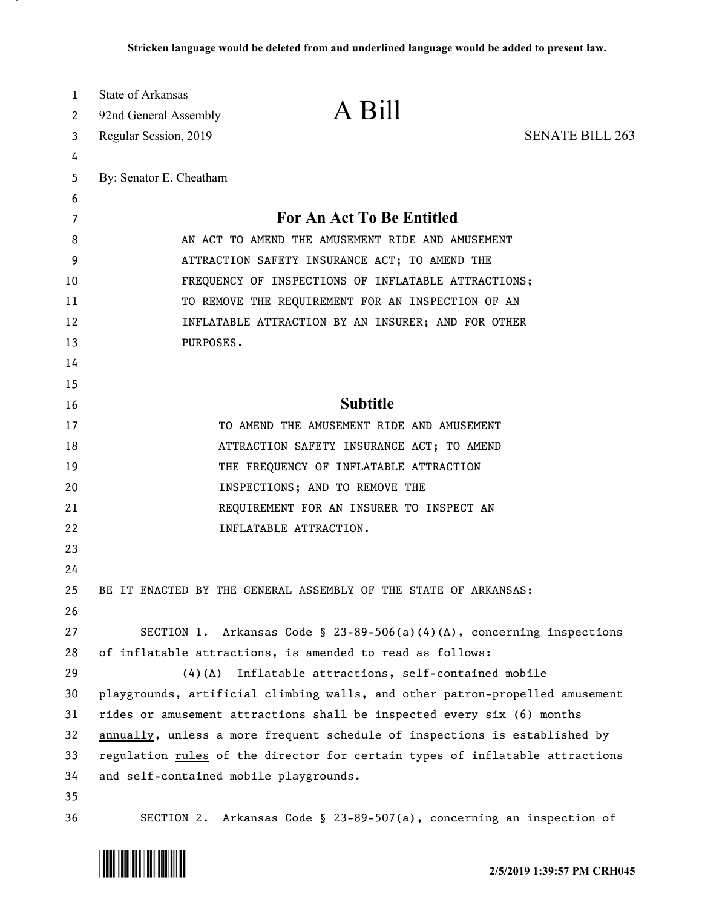**Stricken language would be deleted from and underlined language would be added to present law.**

State of Arkansas
92nd General Assembly
Regular Session, 2019

# A Bill

SENATE BILL 263

By: Senator E. Cheatham

## For An Act To Be Entitled

AN ACT TO AMEND THE AMUSEMENT RIDE AND AMUSEMENT ATTRACTION SAFETY INSURANCE ACT; TO AMEND THE FREQUENCY OF INSPECTIONS OF INFLATABLE ATTRACTIONS; TO REMOVE THE REQUIREMENT FOR AN INSPECTION OF AN INFLATABLE ATTRACTION BY AN INSURER; AND FOR OTHER PURPOSES.

## Subtitle

TO AMEND THE AMUSEMENT RIDE AND AMUSEMENT ATTRACTION SAFETY INSURANCE ACT; TO AMEND THE FREQUENCY OF INFLATABLE ATTRACTION INSPECTIONS; AND TO REMOVE THE REQUIREMENT FOR AN INSURER TO INSPECT AN INFLATABLE ATTRACTION.

BE IT ENACTED BY THE GENERAL ASSEMBLY OF THE STATE OF ARKANSAS:

SECTION 1. Arkansas Code § 23-89-506(a)(4)(A), concerning inspections of inflatable attractions, is amended to read as follows:

(4)(A) Inflatable attractions, self-contained mobile playgrounds, artificial climbing walls, and other patron-propelled amusement rides or amusement attractions shall be inspected ~~every six (6) months~~ <u>annually</u>, unless a more frequent schedule of inspections is established by ~~regulation~~ <u>rules</u> of the director for certain types of inflatable attractions and self-contained mobile playgrounds.

SECTION 2. Arkansas Code § 23-89-507(a), concerning an inspection of

2/5/2019 1:39:57 PM CRH045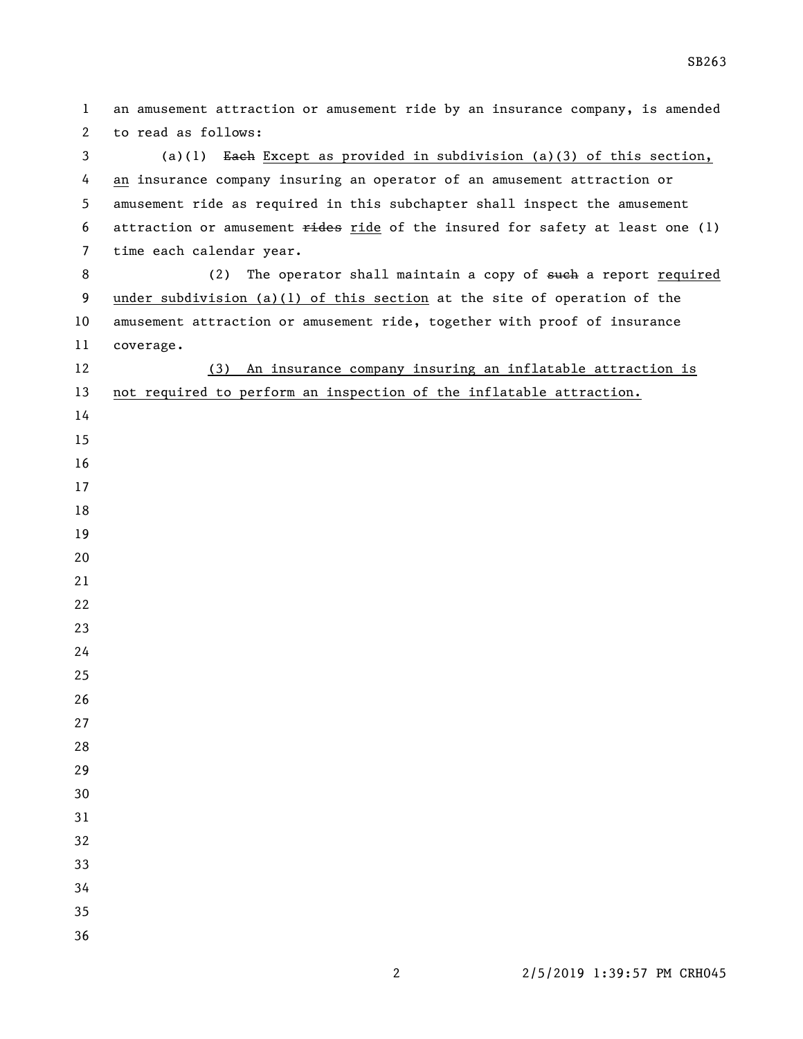an amusement attraction or amusement ride by an insurance company, is amended to read as follows:

(a)(1) ~~Each~~ Except as provided in subdivision (a)(3) of this section, an insurance company insuring an operator of an amusement attraction or amusement ride as required in this subchapter shall inspect the amusement attraction or amusement ~~rides~~ ride of the insured for safety at least one (1) time each calendar year.

(2) The operator shall maintain a copy of ~~such~~ a report required under subdivision (a)(1) of this section at the site of operation of the amusement attraction or amusement ride, together with proof of insurance coverage.

(3) An insurance company insuring an inflatable attraction is not required to perform an inspection of the inflatable attraction.